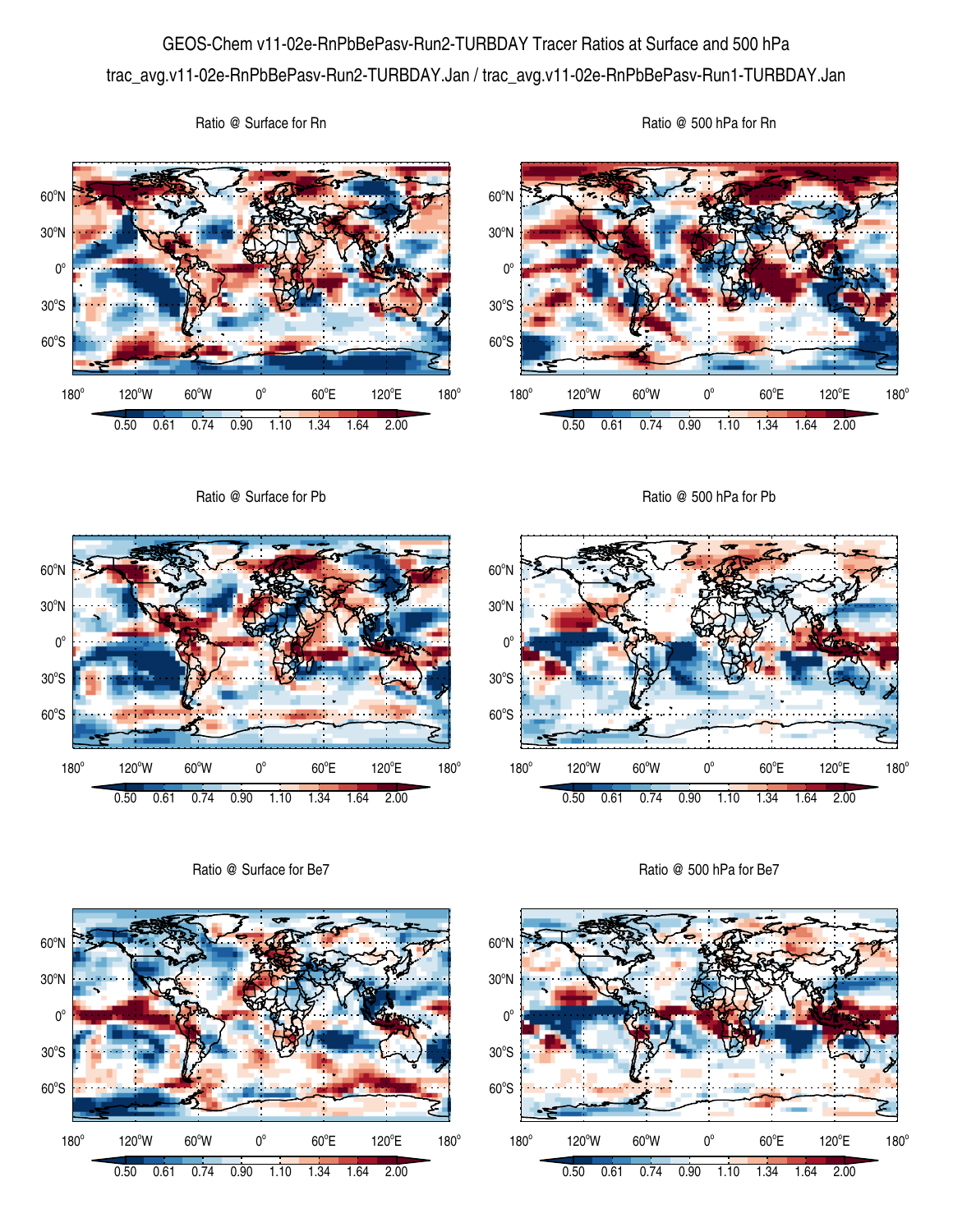# GEOS-Chem v11-02e-RnPbBePasv-Run2-TURBDAY Tracer Ratios at Surface and 500 hPa

trac_avg.v11-02e-RnPbBePasv-Run2-TURBDAY.Jan / trac_avg.v11-02e-RnPbBePasv-Run1-TURBDAY.Jan

Ratio @ Surface for Rn

Ratio @ 500 hPa for Rn

Ratio @ Surface for Pb

Ratio @ 500 hPa for Pb

Ratio @ Surface for Be7

Ratio @ 500 hPa for Be7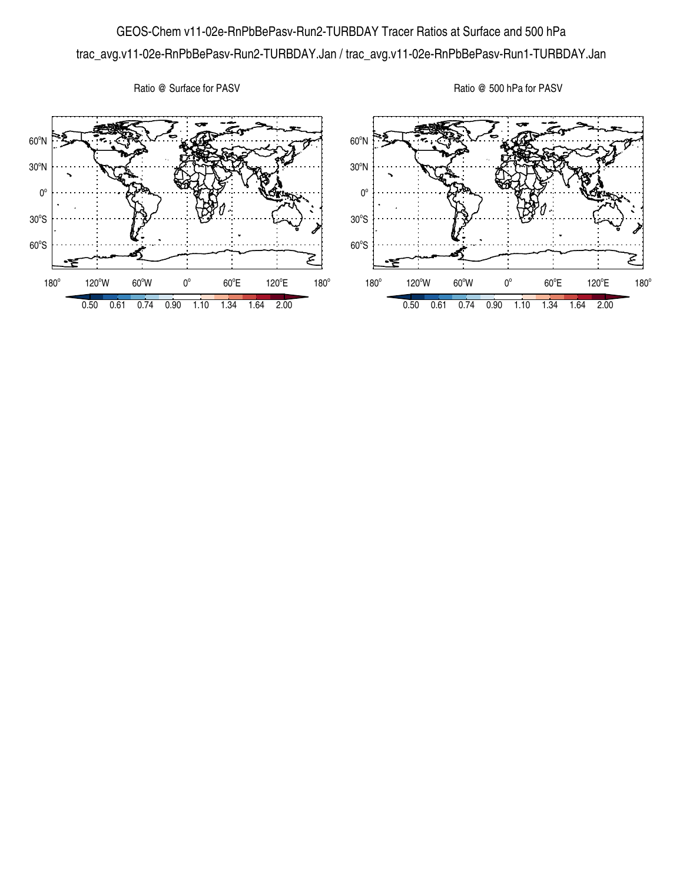GEOS-Chem v11-02e-RnPbBePasv-Run2-TURBDAY Tracer Ratios at Surface and 500 hPa

trac_avg.v11-02e-RnPbBePasv-Run2-TURBDAY.Jan / trac_avg.v11-02e-RnPbBePasv-Run1-TURBDAY.Jan

Ratio @ Surface for PASV

60°N
30°N
0°
30°S
60°S

180° 120°W 60°W 0° 60°E 120°E 180°

0.50 0.61 0.74 0.90 1.10 1.34 1.64 2.00

Ratio @ 500 hPa for PASV

60°N
30°N
0°
30°S
60°S

180° 120°W 60°W 0° 60°E 120°E 180°

0.50 0.61 0.74 0.90 1.10 1.34 1.64 2.00